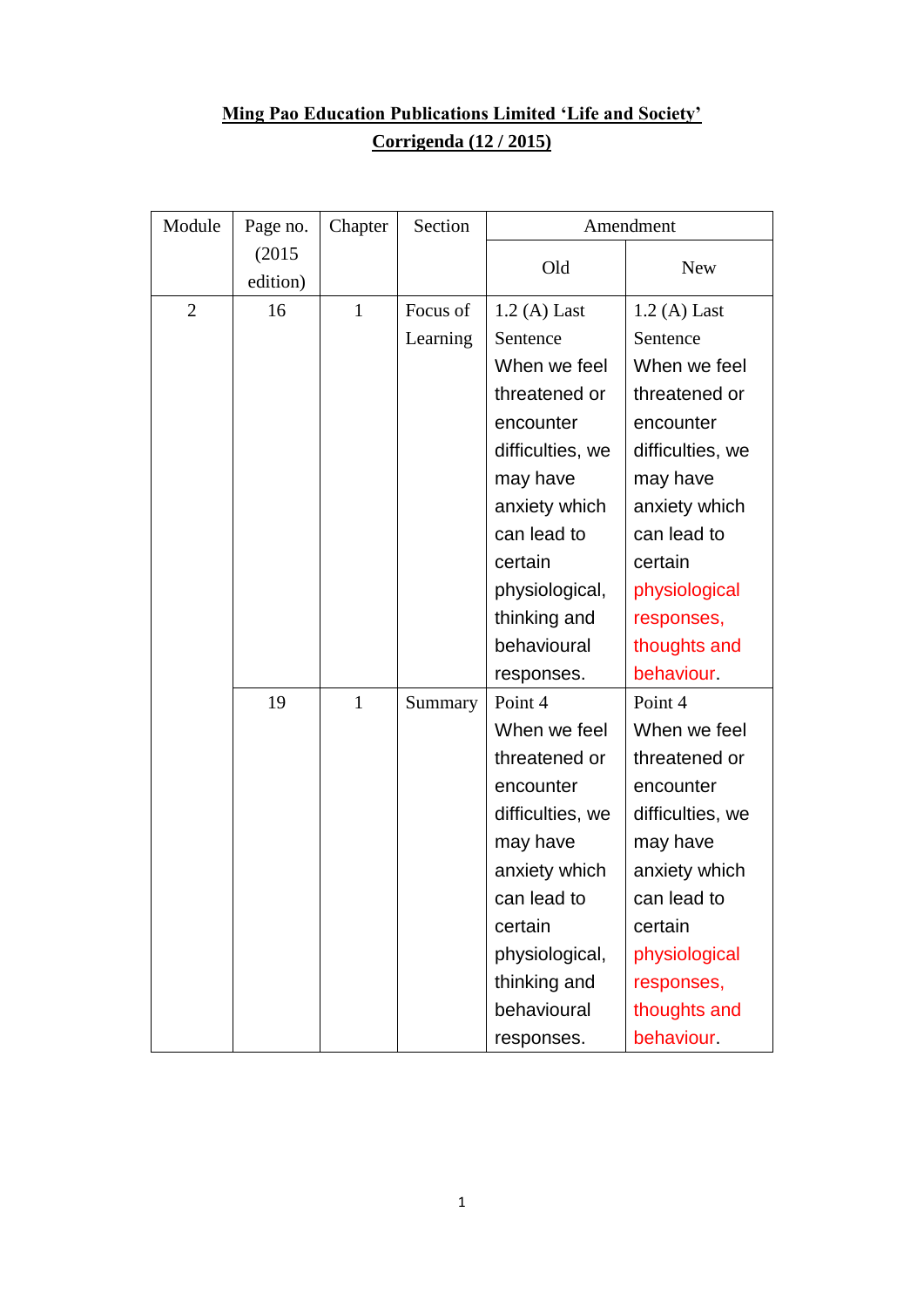**Ming Pao Education Publications Limited 'Life and Society'**

**Corrigenda (12 / 2015)**

| Module | Page no. (2015 edition) | Chapter | Section | Amendment | |
|---|---|---|---|---|---|
| | | | | Old | New |
| 2 | 16 | 1 | Focus of Learning | 1.2 (A) Last Sentence<br>When we feel threatened or encounter difficulties, we may have anxiety which can lead to certain physiological, thinking and behavioural responses. | 1.2 (A) Last Sentence<br>When we feel threatened or encounter difficulties, we may have anxiety which can lead to certain physiological responses, thoughts and behaviour. |
| | 19 | 1 | Summary | Point 4<br>When we feel threatened or encounter difficulties, we may have anxiety which can lead to certain physiological, thinking and behavioural responses. | Point 4<br>When we feel threatened or encounter difficulties, we may have anxiety which can lead to certain physiological responses, thoughts and behaviour. |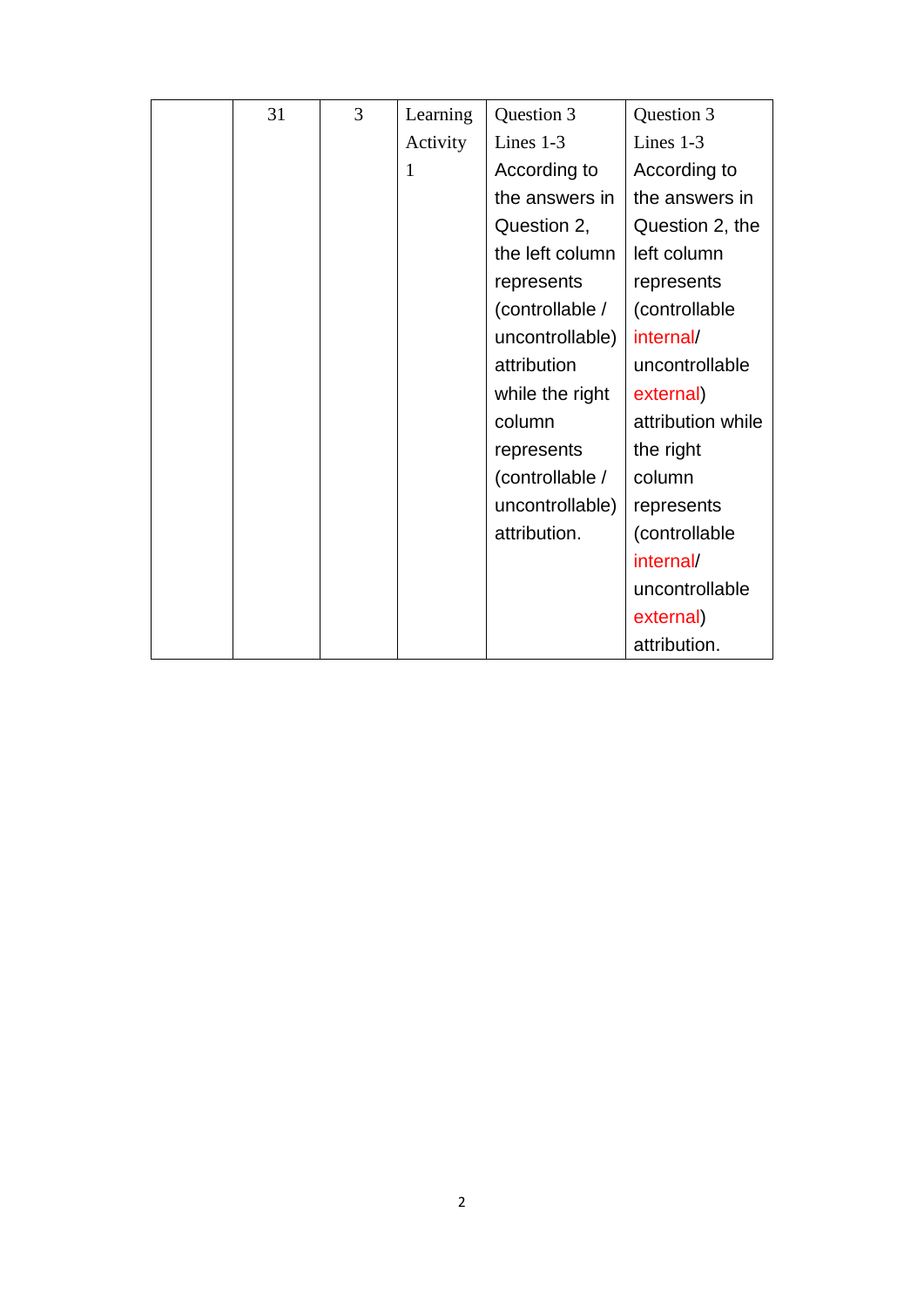|  | 31 | 3 | Learning Activity 1 | Question 3 Lines 1-3 According to the answers in Question 2, the left column represents (controllable / uncontrollable) attribution while the right column represents (controllable / uncontrollable) attribution. | Question 3 Lines 1-3 According to the answers in Question 2, the left column represents (controllable internal/ uncontrollable external) attribution while the right column represents (controllable internal/ uncontrollable external) attribution. |
|---|---|---|---|---|---|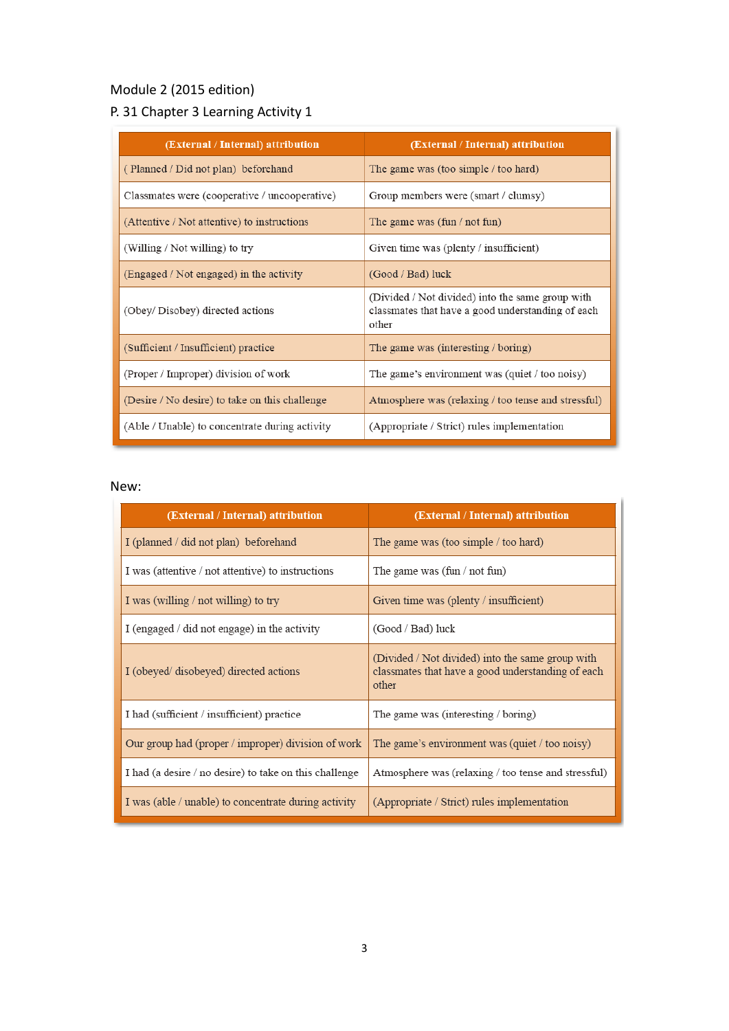Module 2 (2015 edition)

P. 31 Chapter 3 Learning Activity 1

| (External / Internal) attribution | (External / Internal) attribution |
|---|---|
| ( Planned / Did not plan)  beforehand | The game was (too simple / too hard) |
| Classmates were (cooperative / uncooperative) | Group members were (smart / clumsy) |
| (Attentive / Not attentive) to instructions | The game was (fun / not fun) |
| (Willing / Not willing) to try | Given time was (plenty / insufficient) |
| (Engaged / Not engaged) in the activity | (Good / Bad) luck |
| (Obey/ Disobey) directed actions | (Divided / Not divided) into the same group with classmates that have a good understanding of each other |
| (Sufficient / Insufficient) practice | The game was (interesting / boring) |
| (Proper / Improper) division of work | The game's environment was (quiet / too noisy) |
| (Desire / No desire) to take on this challenge | Atmosphere was (relaxing / too tense and stressful) |
| (Able / Unable) to concentrate during activity | (Appropriate / Strict) rules implementation |

New:

| (External / Internal) attribution | (External / Internal) attribution |
|---|---|
| I (planned / did not plan)  beforehand | The game was (too simple / too hard) |
| I was (attentive / not attentive) to instructions | The game was (fun / not fun) |
| I was (willing / not willing) to try | Given time was (plenty / insufficient) |
| I (engaged / did not engage) in the activity | (Good / Bad) luck |
| I (obeyed/ disobeyed) directed actions | (Divided / Not divided) into the same group with classmates that have a good understanding of each other |
| I had (sufficient / insufficient) practice | The game was (interesting / boring) |
| Our group had (proper / improper) division of work | The game's environment was (quiet / too noisy) |
| I had (a desire / no desire) to take on this challenge | Atmosphere was (relaxing / too tense and stressful) |
| I was (able / unable) to concentrate during activity | (Appropriate / Strict) rules implementation |